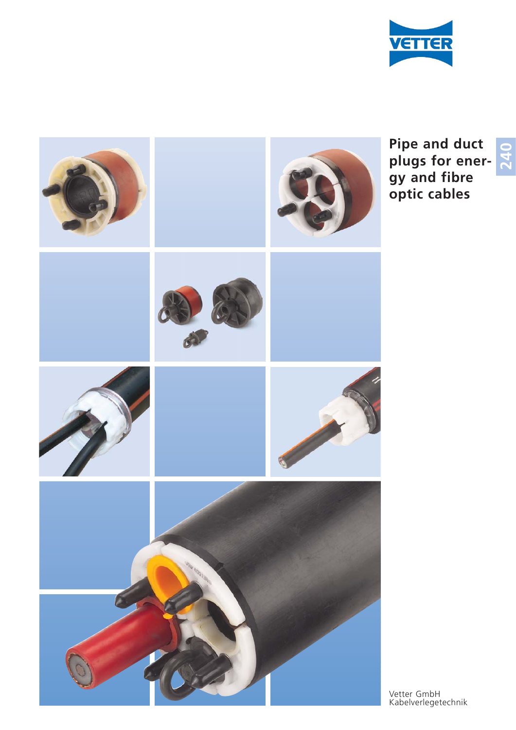# Pipe and duct plugs for energy and fibre optic cables

240

Vetter GmbH
Kabelverlegetechnik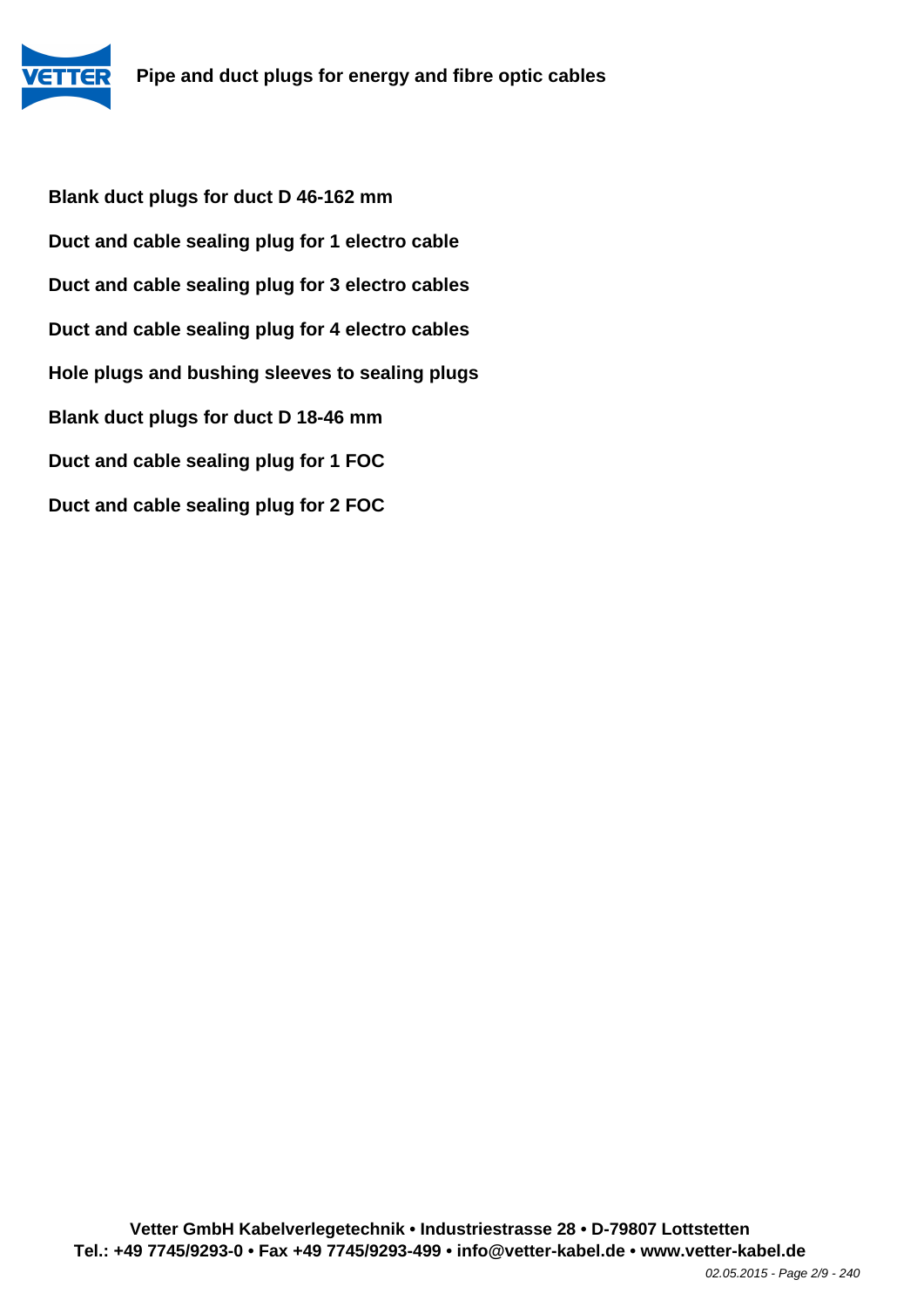**Blank duct plugs for duct D 46-162 mm**

**Duct and cable sealing plug for 1 electro cable**

**Duct and cable sealing plug for 3 electro cables**

**Duct and cable sealing plug for 4 electro cables**

**Hole plugs and bushing sleeves to sealing plugs**

**Blank duct plugs for duct D 18-46 mm**

**Duct and cable sealing plug for 1 FOC**

**Duct and cable sealing plug for 2 FOC**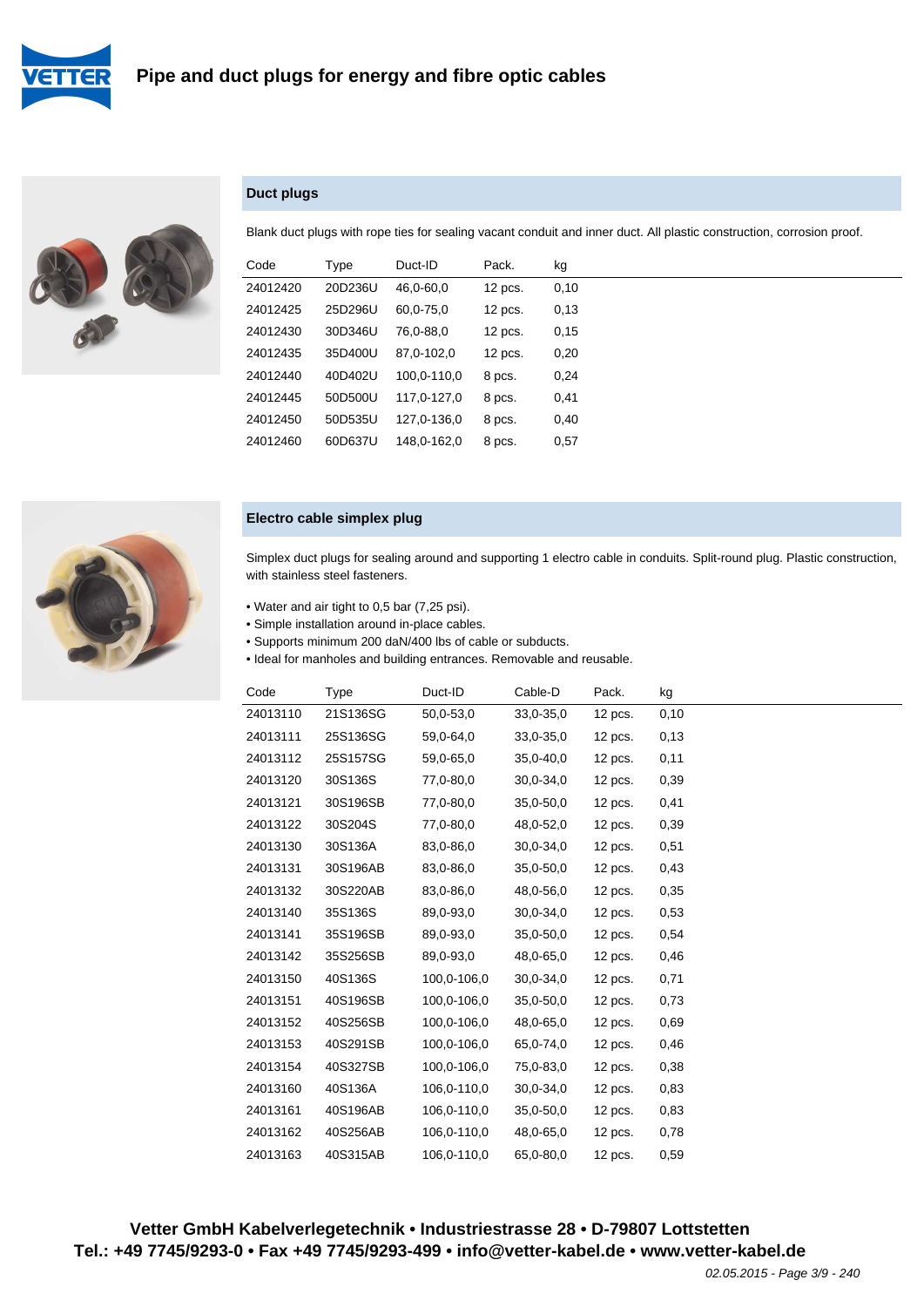# Pipe and duct plugs for energy and fibre optic cables

## Duct plugs

Blank duct plugs with rope ties for sealing vacant conduit and inner duct. All plastic construction, corrosion proof.

| Code | Type | Duct-ID | Pack. | kg |
|---|---|---|---|---|
| 24012420 | 20D236U | 46,0-60,0 | 12 pcs. | 0,10 |
| 24012425 | 25D296U | 60,0-75,0 | 12 pcs. | 0,13 |
| 24012430 | 30D346U | 76,0-88,0 | 12 pcs. | 0,15 |
| 24012435 | 35D400U | 87,0-102,0 | 12 pcs. | 0,20 |
| 24012440 | 40D402U | 100,0-110,0 | 8 pcs. | 0,24 |
| 24012445 | 50D500U | 117,0-127,0 | 8 pcs. | 0,41 |
| 24012450 | 50D535U | 127,0-136,0 | 8 pcs. | 0,40 |
| 24012460 | 60D637U | 148,0-162,0 | 8 pcs. | 0,57 |

## Electro cable simplex plug

Simplex duct plugs for sealing around and supporting 1 electro cable in conduits. Split-round plug. Plastic construction, with stainless steel fasteners.

- Water and air tight to 0,5 bar (7,25 psi).
- Simple installation around in-place cables.
- Supports minimum 200 daN/400 lbs of cable or subducts.
- Ideal for manholes and building entrances. Removable and reusable.

| Code | Type | Duct-ID | Cable-D | Pack. | kg |
|---|---|---|---|---|---|
| 24013110 | 21S136SG | 50,0-53,0 | 33,0-35,0 | 12 pcs. | 0,10 |
| 24013111 | 25S136SG | 59,0-64,0 | 33,0-35,0 | 12 pcs. | 0,13 |
| 24013112 | 25S157SG | 59,0-65,0 | 35,0-40,0 | 12 pcs. | 0,11 |
| 24013120 | 30S136S | 77,0-80,0 | 30,0-34,0 | 12 pcs. | 0,39 |
| 24013121 | 30S196SB | 77,0-80,0 | 35,0-50,0 | 12 pcs. | 0,41 |
| 24013122 | 30S204S | 77,0-80,0 | 48,0-52,0 | 12 pcs. | 0,39 |
| 24013130 | 30S136A | 83,0-86,0 | 30,0-34,0 | 12 pcs. | 0,51 |
| 24013131 | 30S196AB | 83,0-86,0 | 35,0-50,0 | 12 pcs. | 0,43 |
| 24013132 | 30S220AB | 83,0-86,0 | 48,0-56,0 | 12 pcs. | 0,35 |
| 24013140 | 35S136S | 89,0-93,0 | 30,0-34,0 | 12 pcs. | 0,53 |
| 24013141 | 35S196SB | 89,0-93,0 | 35,0-50,0 | 12 pcs. | 0,54 |
| 24013142 | 35S256SB | 89,0-93,0 | 48,0-65,0 | 12 pcs. | 0,46 |
| 24013150 | 40S136S | 100,0-106,0 | 30,0-34,0 | 12 pcs. | 0,71 |
| 24013151 | 40S196SB | 100,0-106,0 | 35,0-50,0 | 12 pcs. | 0,73 |
| 24013152 | 40S256SB | 100,0-106,0 | 48,0-65,0 | 12 pcs. | 0,69 |
| 24013153 | 40S291SB | 100,0-106,0 | 65,0-74,0 | 12 pcs. | 0,46 |
| 24013154 | 40S327SB | 100,0-106,0 | 75,0-83,0 | 12 pcs. | 0,38 |
| 24013160 | 40S136A | 106,0-110,0 | 30,0-34,0 | 12 pcs. | 0,83 |
| 24013161 | 40S196AB | 106,0-110,0 | 35,0-50,0 | 12 pcs. | 0,83 |
| 24013162 | 40S256AB | 106,0-110,0 | 48,0-65,0 | 12 pcs. | 0,78 |
| 24013163 | 40S315AB | 106,0-110,0 | 65,0-80,0 | 12 pcs. | 0,59 |

**Vetter GmbH Kabelverlegetechnik • Industriestrasse 28 • D-79807 Lottstetten**
**Tel.: +49 7745/9293-0 • Fax +49 7745/9293-499 • info@vetter-kabel.de • www.vetter-kabel.de**

*02.05.2015 - Page 3/9 - 240*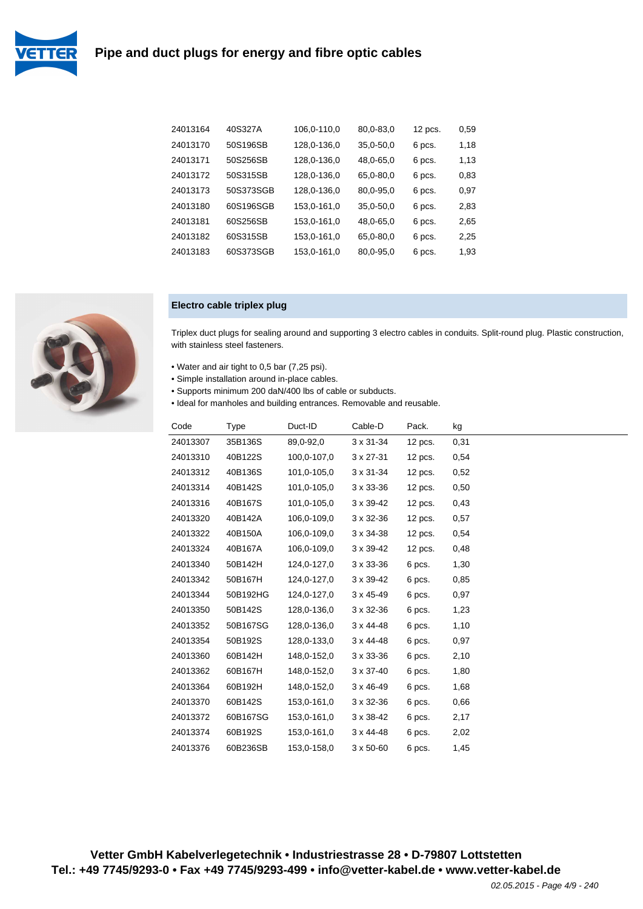| | | | | | |
|---|---|---|---|---|---|
| 24013164 | 40S327A | 106,0-110,0 | 80,0-83,0 | 12 pcs. | 0,59 |
| 24013170 | 50S196SB | 128,0-136,0 | 35,0-50,0 | 6 pcs. | 1,18 |
| 24013171 | 50S256SB | 128,0-136,0 | 48,0-65,0 | 6 pcs. | 1,13 |
| 24013172 | 50S315SB | 128,0-136,0 | 65,0-80,0 | 6 pcs. | 0,83 |
| 24013173 | 50S373SGB | 128,0-136,0 | 80,0-95,0 | 6 pcs. | 0,97 |
| 24013180 | 60S196SGB | 153,0-161,0 | 35,0-50,0 | 6 pcs. | 2,83 |
| 24013181 | 60S256SB | 153,0-161,0 | 48,0-65,0 | 6 pcs. | 2,65 |
| 24013182 | 60S315SB | 153,0-161,0 | 65,0-80,0 | 6 pcs. | 2,25 |
| 24013183 | 60S373SGB | 153,0-161,0 | 80,0-95,0 | 6 pcs. | 1,93 |

## Electro cable triplex plug

Triplex duct plugs for sealing around and supporting 3 electro cables in conduits. Split-round plug. Plastic construction, with stainless steel fasteners.

- Water and air tight to 0,5 bar (7,25 psi).
- Simple installation around in-place cables.
- Supports minimum 200 daN/400 lbs of cable or subducts.
- Ideal for manholes and building entrances. Removable and reusable.

| Code | Type | Duct-ID | Cable-D | Pack. | kg |
|---|---|---|---|---|---|
| 24013307 | 35B136S | 89,0-92,0 | 3 x 31-34 | 12 pcs. | 0,31 |
| 24013310 | 40B122S | 100,0-107,0 | 3 x 27-31 | 12 pcs. | 0,54 |
| 24013312 | 40B136S | 101,0-105,0 | 3 x 31-34 | 12 pcs. | 0,52 |
| 24013314 | 40B142S | 101,0-105,0 | 3 x 33-36 | 12 pcs. | 0,50 |
| 24013316 | 40B167S | 101,0-105,0 | 3 x 39-42 | 12 pcs. | 0,43 |
| 24013320 | 40B142A | 106,0-109,0 | 3 x 32-36 | 12 pcs. | 0,57 |
| 24013322 | 40B150A | 106,0-109,0 | 3 x 34-38 | 12 pcs. | 0,54 |
| 24013324 | 40B167A | 106,0-109,0 | 3 x 39-42 | 12 pcs. | 0,48 |
| 24013340 | 50B142H | 124,0-127,0 | 3 x 33-36 | 6 pcs. | 1,30 |
| 24013342 | 50B167H | 124,0-127,0 | 3 x 39-42 | 6 pcs. | 0,85 |
| 24013344 | 50B192HG | 124,0-127,0 | 3 x 45-49 | 6 pcs. | 0,97 |
| 24013350 | 50B142S | 128,0-136,0 | 3 x 32-36 | 6 pcs. | 1,23 |
| 24013352 | 50B167SG | 128,0-136,0 | 3 x 44-48 | 6 pcs. | 1,10 |
| 24013354 | 50B192S | 128,0-133,0 | 3 x 44-48 | 6 pcs. | 0,97 |
| 24013360 | 60B142H | 148,0-152,0 | 3 x 33-36 | 6 pcs. | 2,10 |
| 24013362 | 60B167H | 148,0-152,0 | 3 x 37-40 | 6 pcs. | 1,80 |
| 24013364 | 60B192H | 148,0-152,0 | 3 x 46-49 | 6 pcs. | 1,68 |
| 24013370 | 60B142S | 153,0-161,0 | 3 x 32-36 | 6 pcs. | 0,66 |
| 24013372 | 60B167SG | 153,0-161,0 | 3 x 38-42 | 6 pcs. | 2,17 |
| 24013374 | 60B192S | 153,0-161,0 | 3 x 44-48 | 6 pcs. | 2,02 |
| 24013376 | 60B236SB | 153,0-158,0 | 3 x 50-60 | 6 pcs. | 1,45 |

**Vetter GmbH Kabelverlegetechnik • Industriestrasse 28 • D-79807 Lottstetten**
**Tel.: +49 7745/9293-0 • Fax +49 7745/9293-499 • info@vetter-kabel.de • www.vetter-kabel.de**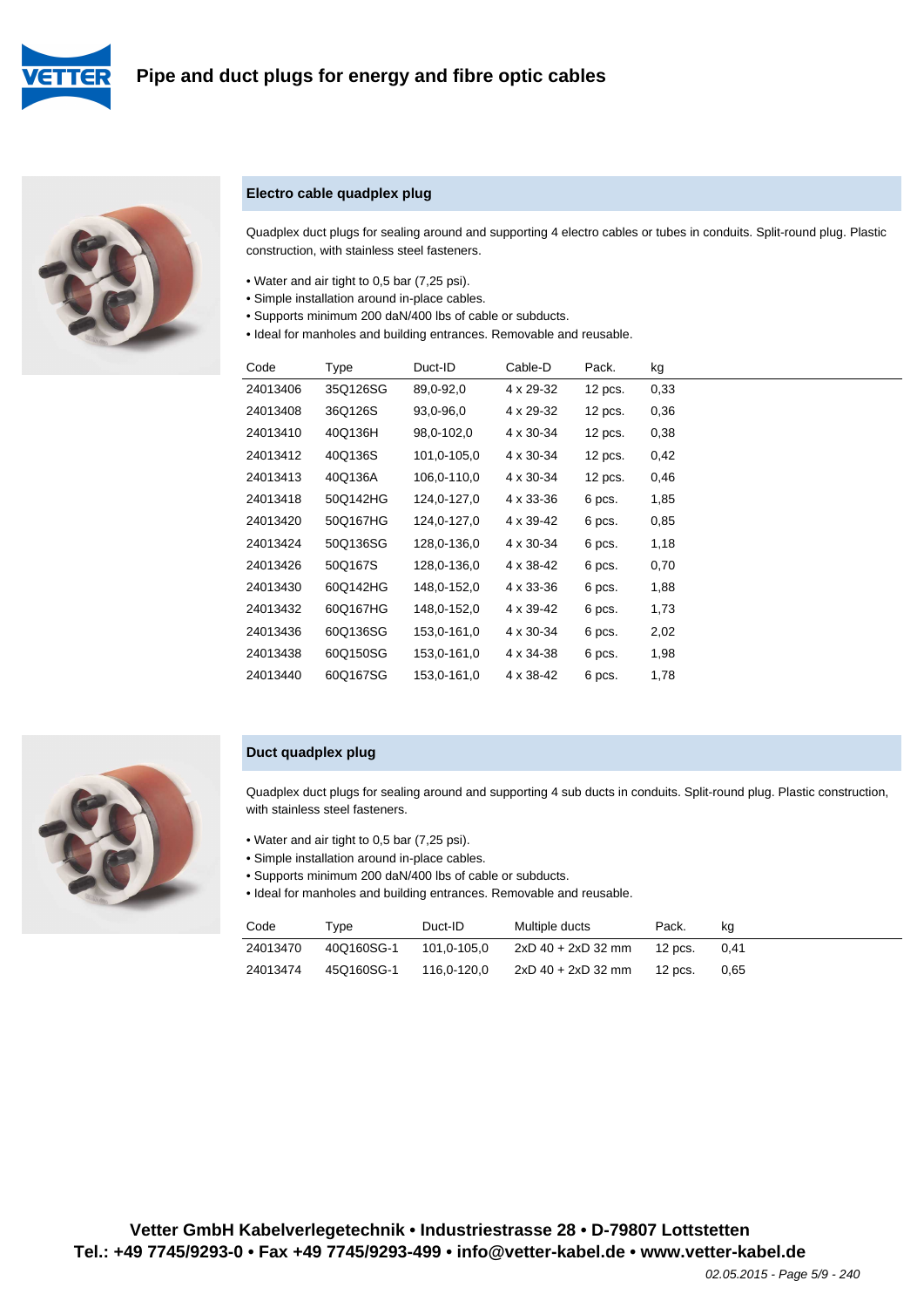# Pipe and duct plugs for energy and fibre optic cables

## Electro cable quadplex plug

Quadplex duct plugs for sealing around and supporting 4 electro cables or tubes in conduits. Split-round plug. Plastic construction, with stainless steel fasteners.

- Water and air tight to 0,5 bar (7,25 psi).
- Simple installation around in-place cables.
- Supports minimum 200 daN/400 lbs of cable or subducts.
- Ideal for manholes and building entrances. Removable and reusable.

| Code | Type | Duct-ID | Cable-D | Pack. | kg |
|---|---|---|---|---|---|
| 24013406 | 35Q126SG | 89,0-92,0 | 4 x 29-32 | 12 pcs. | 0,33 |
| 24013408 | 36Q126S | 93,0-96,0 | 4 x 29-32 | 12 pcs. | 0,36 |
| 24013410 | 40Q136H | 98,0-102,0 | 4 x 30-34 | 12 pcs. | 0,38 |
| 24013412 | 40Q136S | 101,0-105,0 | 4 x 30-34 | 12 pcs. | 0,42 |
| 24013413 | 40Q136A | 106,0-110,0 | 4 x 30-34 | 12 pcs. | 0,46 |
| 24013418 | 50Q142HG | 124,0-127,0 | 4 x 33-36 | 6 pcs. | 1,85 |
| 24013420 | 50Q167HG | 124,0-127,0 | 4 x 39-42 | 6 pcs. | 0,85 |
| 24013424 | 50Q136SG | 128,0-136,0 | 4 x 30-34 | 6 pcs. | 1,18 |
| 24013426 | 50Q167S | 128,0-136,0 | 4 x 38-42 | 6 pcs. | 0,70 |
| 24013430 | 60Q142HG | 148,0-152,0 | 4 x 33-36 | 6 pcs. | 1,88 |
| 24013432 | 60Q167HG | 148,0-152,0 | 4 x 39-42 | 6 pcs. | 1,73 |
| 24013436 | 60Q136SG | 153,0-161,0 | 4 x 30-34 | 6 pcs. | 2,02 |
| 24013438 | 60Q150SG | 153,0-161,0 | 4 x 34-38 | 6 pcs. | 1,98 |
| 24013440 | 60Q167SG | 153,0-161,0 | 4 x 38-42 | 6 pcs. | 1,78 |

## Duct quadplex plug

Quadplex duct plugs for sealing around and supporting 4 sub ducts in conduits. Split-round plug. Plastic construction, with stainless steel fasteners.

- Water and air tight to 0,5 bar (7,25 psi).
- Simple installation around in-place cables.
- Supports minimum 200 daN/400 lbs of cable or subducts.
- Ideal for manholes and building entrances. Removable and reusable.

| Code | Type | Duct-ID | Multiple ducts | Pack. | kg |
|---|---|---|---|---|---|
| 24013470 | 40Q160SG-1 | 101,0-105,0 | 2xD 40 + 2xD 32 mm | 12 pcs. | 0,41 |
| 24013474 | 45Q160SG-1 | 116,0-120,0 | 2xD 40 + 2xD 32 mm | 12 pcs. | 0,65 |

**Vetter GmbH Kabelverlegetechnik • Industriestrasse 28 • D-79807 Lottstetten**
**Tel.: +49 7745/9293-0 • Fax +49 7745/9293-499 • info@vetter-kabel.de • www.vetter-kabel.de**

*02.05.2015 - Page 5/9 - 240*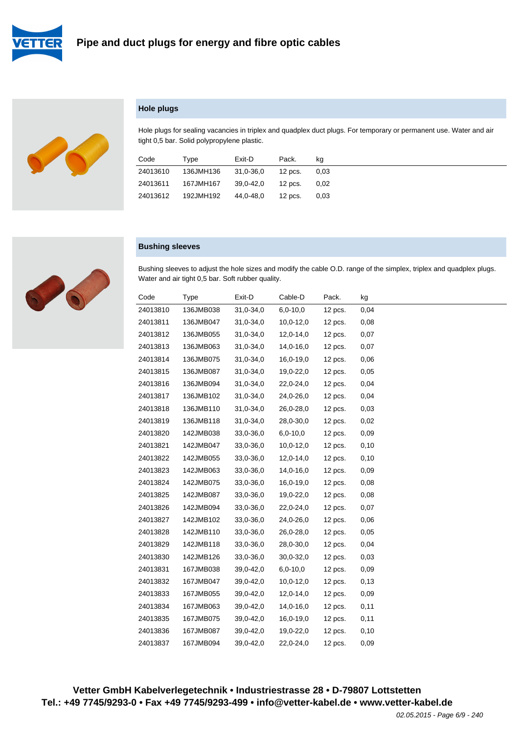# Pipe and duct plugs for energy and fibre optic cables

## Hole plugs

Hole plugs for sealing vacancies in triplex and quadplex duct plugs. For temporary or permanent use. Water and air tight 0,5 bar. Solid polypropylene plastic.

| Code | Type | Exit-D | Pack. | kg |
|---|---|---|---|---|
| 24013610 | 136JMH136 | 31,0-36,0 | 12 pcs. | 0,03 |
| 24013611 | 167JMH167 | 39,0-42,0 | 12 pcs. | 0,02 |
| 24013612 | 192JMH192 | 44,0-48,0 | 12 pcs. | 0,03 |

## Bushing sleeves

Bushing sleeves to adjust the hole sizes and modify the cable O.D. range of the simplex, triplex and quadplex plugs. Water and air tight 0,5 bar. Soft rubber quality.

| Code | Type | Exit-D | Cable-D | Pack. | kg |
|---|---|---|---|---|---|
| 24013810 | 136JMB038 | 31,0-34,0 | 6,0-10,0 | 12 pcs. | 0,04 |
| 24013811 | 136JMB047 | 31,0-34,0 | 10,0-12,0 | 12 pcs. | 0,08 |
| 24013812 | 136JMB055 | 31,0-34,0 | 12,0-14,0 | 12 pcs. | 0,07 |
| 24013813 | 136JMB063 | 31,0-34,0 | 14,0-16,0 | 12 pcs. | 0,07 |
| 24013814 | 136JMB075 | 31,0-34,0 | 16,0-19,0 | 12 pcs. | 0,06 |
| 24013815 | 136JMB087 | 31,0-34,0 | 19,0-22,0 | 12 pcs. | 0,05 |
| 24013816 | 136JMB094 | 31,0-34,0 | 22,0-24,0 | 12 pcs. | 0,04 |
| 24013817 | 136JMB102 | 31,0-34,0 | 24,0-26,0 | 12 pcs. | 0,04 |
| 24013818 | 136JMB110 | 31,0-34,0 | 26,0-28,0 | 12 pcs. | 0,03 |
| 24013819 | 136JMB118 | 31,0-34,0 | 28,0-30,0 | 12 pcs. | 0,02 |
| 24013820 | 142JMB038 | 33,0-36,0 | 6,0-10,0 | 12 pcs. | 0,09 |
| 24013821 | 142JMB047 | 33,0-36,0 | 10,0-12,0 | 12 pcs. | 0,10 |
| 24013822 | 142JMB055 | 33,0-36,0 | 12,0-14,0 | 12 pcs. | 0,10 |
| 24013823 | 142JMB063 | 33,0-36,0 | 14,0-16,0 | 12 pcs. | 0,09 |
| 24013824 | 142JMB075 | 33,0-36,0 | 16,0-19,0 | 12 pcs. | 0,08 |
| 24013825 | 142JMB087 | 33,0-36,0 | 19,0-22,0 | 12 pcs. | 0,08 |
| 24013826 | 142JMB094 | 33,0-36,0 | 22,0-24,0 | 12 pcs. | 0,07 |
| 24013827 | 142JMB102 | 33,0-36,0 | 24,0-26,0 | 12 pcs. | 0,06 |
| 24013828 | 142JMB110 | 33,0-36,0 | 26,0-28,0 | 12 pcs. | 0,05 |
| 24013829 | 142JMB118 | 33,0-36,0 | 28,0-30,0 | 12 pcs. | 0,04 |
| 24013830 | 142JMB126 | 33,0-36,0 | 30,0-32,0 | 12 pcs. | 0,03 |
| 24013831 | 167JMB038 | 39,0-42,0 | 6,0-10,0 | 12 pcs. | 0,09 |
| 24013832 | 167JMB047 | 39,0-42,0 | 10,0-12,0 | 12 pcs. | 0,13 |
| 24013833 | 167JMB055 | 39,0-42,0 | 12,0-14,0 | 12 pcs. | 0,09 |
| 24013834 | 167JMB063 | 39,0-42,0 | 14,0-16,0 | 12 pcs. | 0,11 |
| 24013835 | 167JMB075 | 39,0-42,0 | 16,0-19,0 | 12 pcs. | 0,11 |
| 24013836 | 167JMB087 | 39,0-42,0 | 19,0-22,0 | 12 pcs. | 0,10 |
| 24013837 | 167JMB094 | 39,0-42,0 | 22,0-24,0 | 12 pcs. | 0,09 |

**Vetter GmbH Kabelverlegetechnik • Industriestrasse 28 • D-79807 Lottstetten**
**Tel.: +49 7745/9293-0 • Fax +49 7745/9293-499 • info@vetter-kabel.de • www.vetter-kabel.de**

*02.05.2015 - Page 6/9 - 240*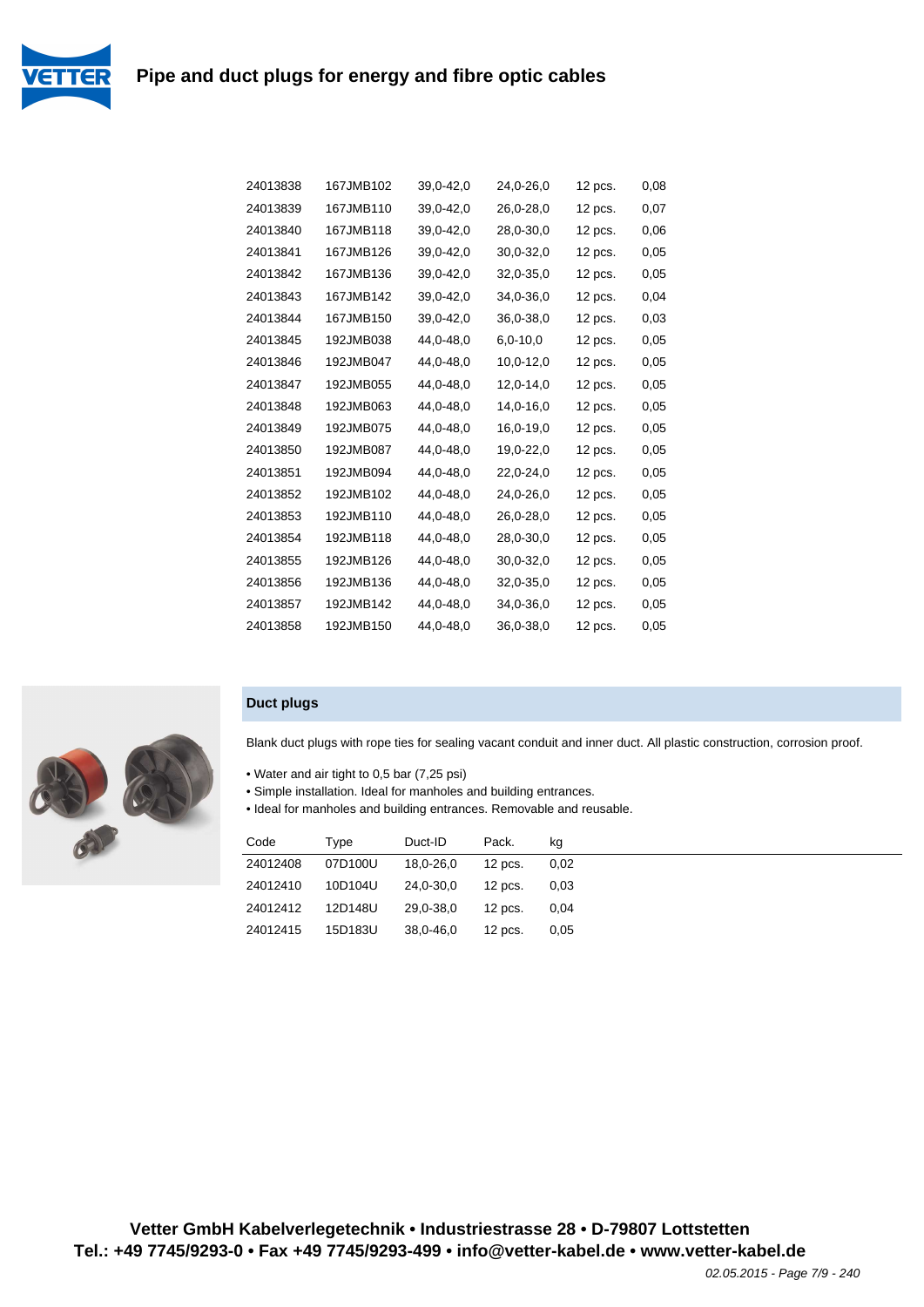| | | | | | |
|---|---|---|---|---|---|
| 24013838 | 167JMB102 | 39,0-42,0 | 24,0-26,0 | 12 pcs. | 0,08 |
| 24013839 | 167JMB110 | 39,0-42,0 | 26,0-28,0 | 12 pcs. | 0,07 |
| 24013840 | 167JMB118 | 39,0-42,0 | 28,0-30,0 | 12 pcs. | 0,06 |
| 24013841 | 167JMB126 | 39,0-42,0 | 30,0-32,0 | 12 pcs. | 0,05 |
| 24013842 | 167JMB136 | 39,0-42,0 | 32,0-35,0 | 12 pcs. | 0,05 |
| 24013843 | 167JMB142 | 39,0-42,0 | 34,0-36,0 | 12 pcs. | 0,04 |
| 24013844 | 167JMB150 | 39,0-42,0 | 36,0-38,0 | 12 pcs. | 0,03 |
| 24013845 | 192JMB038 | 44,0-48,0 | 6,0-10,0 | 12 pcs. | 0,05 |
| 24013846 | 192JMB047 | 44,0-48,0 | 10,0-12,0 | 12 pcs. | 0,05 |
| 24013847 | 192JMB055 | 44,0-48,0 | 12,0-14,0 | 12 pcs. | 0,05 |
| 24013848 | 192JMB063 | 44,0-48,0 | 14,0-16,0 | 12 pcs. | 0,05 |
| 24013849 | 192JMB075 | 44,0-48,0 | 16,0-19,0 | 12 pcs. | 0,05 |
| 24013850 | 192JMB087 | 44,0-48,0 | 19,0-22,0 | 12 pcs. | 0,05 |
| 24013851 | 192JMB094 | 44,0-48,0 | 22,0-24,0 | 12 pcs. | 0,05 |
| 24013852 | 192JMB102 | 44,0-48,0 | 24,0-26,0 | 12 pcs. | 0,05 |
| 24013853 | 192JMB110 | 44,0-48,0 | 26,0-28,0 | 12 pcs. | 0,05 |
| 24013854 | 192JMB118 | 44,0-48,0 | 28,0-30,0 | 12 pcs. | 0,05 |
| 24013855 | 192JMB126 | 44,0-48,0 | 30,0-32,0 | 12 pcs. | 0,05 |
| 24013856 | 192JMB136 | 44,0-48,0 | 32,0-35,0 | 12 pcs. | 0,05 |
| 24013857 | 192JMB142 | 44,0-48,0 | 34,0-36,0 | 12 pcs. | 0,05 |
| 24013858 | 192JMB150 | 44,0-48,0 | 36,0-38,0 | 12 pcs. | 0,05 |

## Duct plugs

Blank duct plugs with rope ties for sealing vacant conduit and inner duct. All plastic construction, corrosion proof.

- Water and air tight to 0,5 bar (7,25 psi)
- Simple installation. Ideal for manholes and building entrances.
- Ideal for manholes and building entrances. Removable and reusable.

| Code | Type | Duct-ID | Pack. | kg |
|---|---|---|---|---|
| 24012408 | 07D100U | 18,0-26,0 | 12 pcs. | 0,02 |
| 24012410 | 10D104U | 24,0-30,0 | 12 pcs. | 0,03 |
| 24012412 | 12D148U | 29,0-38,0 | 12 pcs. | 0,04 |
| 24012415 | 15D183U | 38,0-46,0 | 12 pcs. | 0,05 |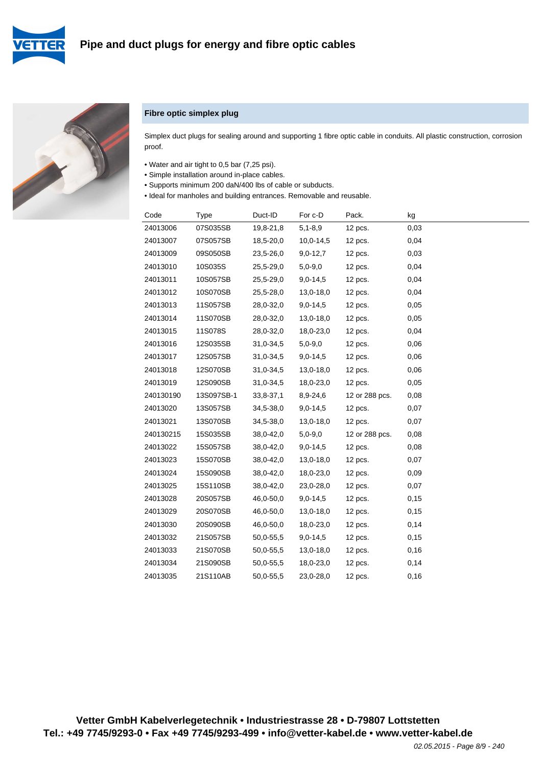# Pipe and duct plugs for energy and fibre optic cables

## Fibre optic simplex plug

Simplex duct plugs for sealing around and supporting 1 fibre optic cable in conduits. All plastic construction, corrosion proof.

- Water and air tight to 0,5 bar (7,25 psi).
- Simple installation around in-place cables.
- Supports minimum 200 daN/400 lbs of cable or subducts.
- Ideal for manholes and building entrances. Removable and reusable.

| Code | Type | Duct-ID | For c-D | Pack. | kg |
|---|---|---|---|---|---|
| 24013006 | 07S035SB | 19,8-21,8 | 5,1-8,9 | 12 pcs. | 0,03 |
| 24013007 | 07S057SB | 18,5-20,0 | 10,0-14,5 | 12 pcs. | 0,04 |
| 24013009 | 09S050SB | 23,5-26,0 | 9,0-12,7 | 12 pcs. | 0,03 |
| 24013010 | 10S035S | 25,5-29,0 | 5,0-9,0 | 12 pcs. | 0,04 |
| 24013011 | 10S057SB | 25,5-29,0 | 9,0-14,5 | 12 pcs. | 0,04 |
| 24013012 | 10S070SB | 25,5-28,0 | 13,0-18,0 | 12 pcs. | 0,04 |
| 24013013 | 11S057SB | 28,0-32,0 | 9,0-14,5 | 12 pcs. | 0,05 |
| 24013014 | 11S070SB | 28,0-32,0 | 13,0-18,0 | 12 pcs. | 0,05 |
| 24013015 | 11S078S | 28,0-32,0 | 18,0-23,0 | 12 pcs. | 0,04 |
| 24013016 | 12S035SB | 31,0-34,5 | 5,0-9,0 | 12 pcs. | 0,06 |
| 24013017 | 12S057SB | 31,0-34,5 | 9,0-14,5 | 12 pcs. | 0,06 |
| 24013018 | 12S070SB | 31,0-34,5 | 13,0-18,0 | 12 pcs. | 0,06 |
| 24013019 | 12S090SB | 31,0-34,5 | 18,0-23,0 | 12 pcs. | 0,05 |
| 240130190 | 13S097SB-1 | 33,8-37,1 | 8,9-24,6 | 12 or 288 pcs. | 0,08 |
| 24013020 | 13S057SB | 34,5-38,0 | 9,0-14,5 | 12 pcs. | 0,07 |
| 24013021 | 13S070SB | 34,5-38,0 | 13,0-18,0 | 12 pcs. | 0,07 |
| 240130215 | 15S035SB | 38,0-42,0 | 5,0-9,0 | 12 or 288 pcs. | 0,08 |
| 24013022 | 15S057SB | 38,0-42,0 | 9,0-14,5 | 12 pcs. | 0,08 |
| 24013023 | 15S070SB | 38,0-42,0 | 13,0-18,0 | 12 pcs. | 0,07 |
| 24013024 | 15S090SB | 38,0-42,0 | 18,0-23,0 | 12 pcs. | 0,09 |
| 24013025 | 15S110SB | 38,0-42,0 | 23,0-28,0 | 12 pcs. | 0,07 |
| 24013028 | 20S057SB | 46,0-50,0 | 9,0-14,5 | 12 pcs. | 0,15 |
| 24013029 | 20S070SB | 46,0-50,0 | 13,0-18,0 | 12 pcs. | 0,15 |
| 24013030 | 20S090SB | 46,0-50,0 | 18,0-23,0 | 12 pcs. | 0,14 |
| 24013032 | 21S057SB | 50,0-55,5 | 9,0-14,5 | 12 pcs. | 0,15 |
| 24013033 | 21S070SB | 50,0-55,5 | 13,0-18,0 | 12 pcs. | 0,16 |
| 24013034 | 21S090SB | 50,0-55,5 | 18,0-23,0 | 12 pcs. | 0,14 |
| 24013035 | 21S110AB | 50,0-55,5 | 23,0-28,0 | 12 pcs. | 0,16 |

**Vetter GmbH Kabelverlegetechnik • Industriestrasse 28 • D-79807 Lottstetten**
**Tel.: +49 7745/9293-0 • Fax +49 7745/9293-499 • info@vetter-kabel.de • www.vetter-kabel.de**

*02.05.2015 - Page 8/9 - 240*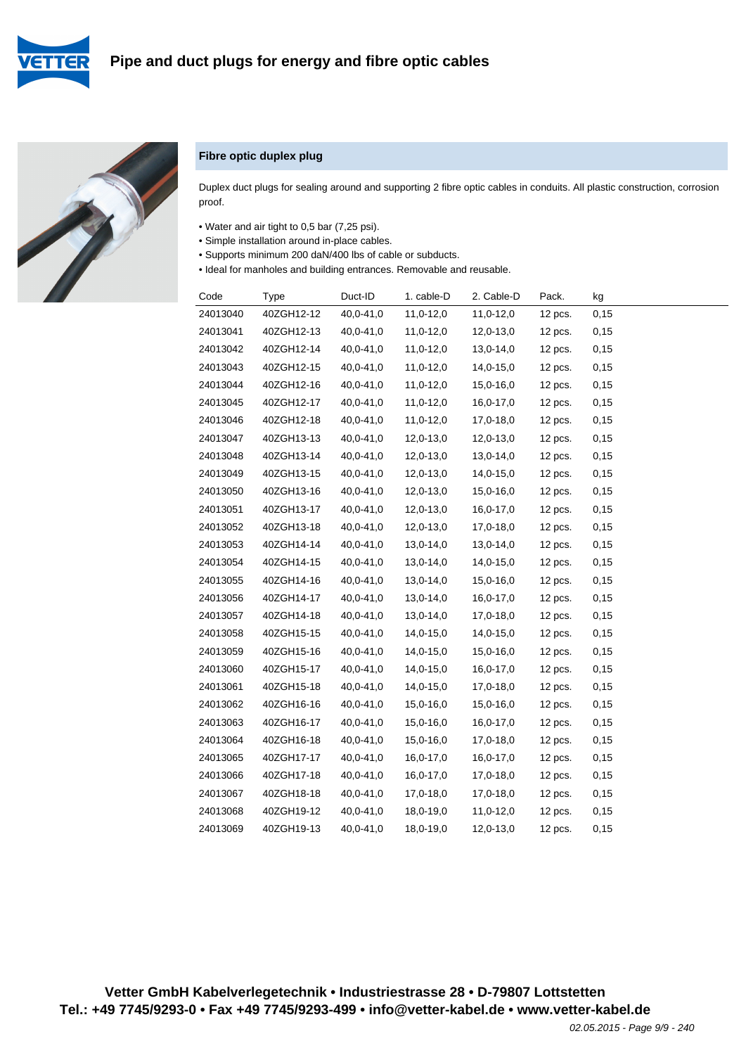# Pipe and duct plugs for energy and fibre optic cables

## Fibre optic duplex plug

Duplex duct plugs for sealing around and supporting 2 fibre optic cables in conduits. All plastic construction, corrosion proof.

- Water and air tight to 0,5 bar (7,25 psi).
- Simple installation around in-place cables.
- Supports minimum 200 daN/400 lbs of cable or subducts.
- Ideal for manholes and building entrances. Removable and reusable.

| Code | Type | Duct-ID | 1. cable-D | 2. Cable-D | Pack. | kg |
|---|---|---|---|---|---|---|
| 24013040 | 40ZGH12-12 | 40,0-41,0 | 11,0-12,0 | 11,0-12,0 | 12 pcs. | 0,15 |
| 24013041 | 40ZGH12-13 | 40,0-41,0 | 11,0-12,0 | 12,0-13,0 | 12 pcs. | 0,15 |
| 24013042 | 40ZGH12-14 | 40,0-41,0 | 11,0-12,0 | 13,0-14,0 | 12 pcs. | 0,15 |
| 24013043 | 40ZGH12-15 | 40,0-41,0 | 11,0-12,0 | 14,0-15,0 | 12 pcs. | 0,15 |
| 24013044 | 40ZGH12-16 | 40,0-41,0 | 11,0-12,0 | 15,0-16,0 | 12 pcs. | 0,15 |
| 24013045 | 40ZGH12-17 | 40,0-41,0 | 11,0-12,0 | 16,0-17,0 | 12 pcs. | 0,15 |
| 24013046 | 40ZGH12-18 | 40,0-41,0 | 11,0-12,0 | 17,0-18,0 | 12 pcs. | 0,15 |
| 24013047 | 40ZGH13-13 | 40,0-41,0 | 12,0-13,0 | 12,0-13,0 | 12 pcs. | 0,15 |
| 24013048 | 40ZGH13-14 | 40,0-41,0 | 12,0-13,0 | 13,0-14,0 | 12 pcs. | 0,15 |
| 24013049 | 40ZGH13-15 | 40,0-41,0 | 12,0-13,0 | 14,0-15,0 | 12 pcs. | 0,15 |
| 24013050 | 40ZGH13-16 | 40,0-41,0 | 12,0-13,0 | 15,0-16,0 | 12 pcs. | 0,15 |
| 24013051 | 40ZGH13-17 | 40,0-41,0 | 12,0-13,0 | 16,0-17,0 | 12 pcs. | 0,15 |
| 24013052 | 40ZGH13-18 | 40,0-41,0 | 12,0-13,0 | 17,0-18,0 | 12 pcs. | 0,15 |
| 24013053 | 40ZGH14-14 | 40,0-41,0 | 13,0-14,0 | 13,0-14,0 | 12 pcs. | 0,15 |
| 24013054 | 40ZGH14-15 | 40,0-41,0 | 13,0-14,0 | 14,0-15,0 | 12 pcs. | 0,15 |
| 24013055 | 40ZGH14-16 | 40,0-41,0 | 13,0-14,0 | 15,0-16,0 | 12 pcs. | 0,15 |
| 24013056 | 40ZGH14-17 | 40,0-41,0 | 13,0-14,0 | 16,0-17,0 | 12 pcs. | 0,15 |
| 24013057 | 40ZGH14-18 | 40,0-41,0 | 13,0-14,0 | 17,0-18,0 | 12 pcs. | 0,15 |
| 24013058 | 40ZGH15-15 | 40,0-41,0 | 14,0-15,0 | 14,0-15,0 | 12 pcs. | 0,15 |
| 24013059 | 40ZGH15-16 | 40,0-41,0 | 14,0-15,0 | 15,0-16,0 | 12 pcs. | 0,15 |
| 24013060 | 40ZGH15-17 | 40,0-41,0 | 14,0-15,0 | 16,0-17,0 | 12 pcs. | 0,15 |
| 24013061 | 40ZGH15-18 | 40,0-41,0 | 14,0-15,0 | 17,0-18,0 | 12 pcs. | 0,15 |
| 24013062 | 40ZGH16-16 | 40,0-41,0 | 15,0-16,0 | 15,0-16,0 | 12 pcs. | 0,15 |
| 24013063 | 40ZGH16-17 | 40,0-41,0 | 15,0-16,0 | 16,0-17,0 | 12 pcs. | 0,15 |
| 24013064 | 40ZGH16-18 | 40,0-41,0 | 15,0-16,0 | 17,0-18,0 | 12 pcs. | 0,15 |
| 24013065 | 40ZGH17-17 | 40,0-41,0 | 16,0-17,0 | 16,0-17,0 | 12 pcs. | 0,15 |
| 24013066 | 40ZGH17-18 | 40,0-41,0 | 16,0-17,0 | 17,0-18,0 | 12 pcs. | 0,15 |
| 24013067 | 40ZGH18-18 | 40,0-41,0 | 17,0-18,0 | 17,0-18,0 | 12 pcs. | 0,15 |
| 24013068 | 40ZGH19-12 | 40,0-41,0 | 18,0-19,0 | 11,0-12,0 | 12 pcs. | 0,15 |
| 24013069 | 40ZGH19-13 | 40,0-41,0 | 18,0-19,0 | 12,0-13,0 | 12 pcs. | 0,15 |

**Vetter GmbH Kabelverlegetechnik • Industriestrasse 28 • D-79807 Lottstetten**
**Tel.: +49 7745/9293-0 • Fax +49 7745/9293-499 • info@vetter-kabel.de • www.vetter-kabel.de**

*02.05.2015*